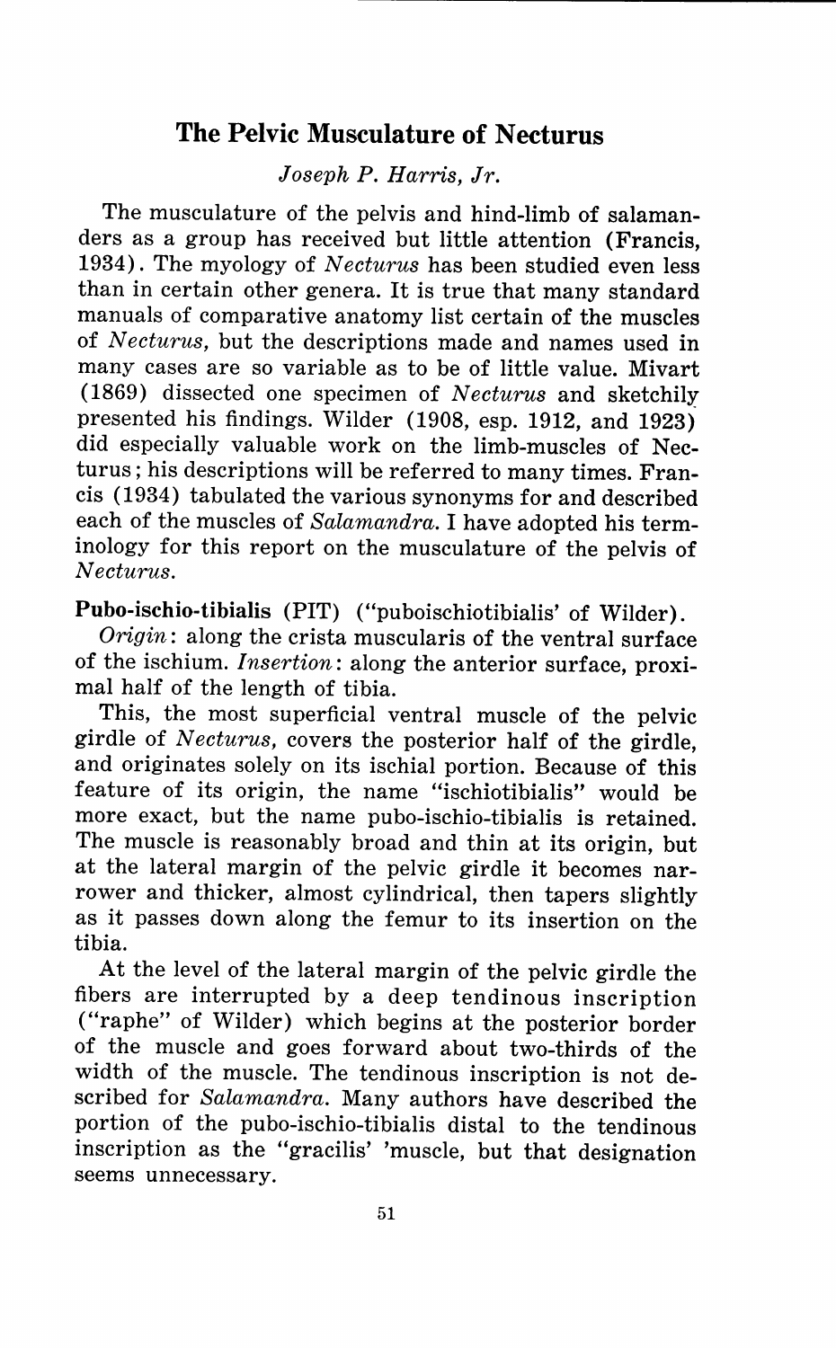# The Pelvic Musculature of Necturus

*Joseph P. Harris, Jr.*

The musculature of the pelvis and hind-limb of salamanders as a group has received but little attention (Francis, 1934). The myology of *Necturus* has been studied even less than in certain other genera. It is true that many standard manuals of comparative anatomy list certain of the muscles of *Necturus*, but the descriptions made and names used in many cases are so variable as to be of little value. Mivart (1869) dissected one specimen of *Necturus* and sketchily presented his findings. Wilder (1908, esp. 1912, and 1923) did especially valuable work on the limb-muscles of Necturus; his descriptions will be referred to many times. Francis (1934) tabulated the various synonyms for and described each of the muscles of *Salamandra*. I have adopted his terminology for this report on the musculature of the pelvis of *Necturus*.

**Pubo-ischio-tibialis** (PIT) ("puboischiotibialis' of Wilder).

*Origin*: along the crista muscularis of the ventral surface of the ischium. *Insertion*: along the anterior surface, proximal half of the length of tibia.

This, the most superficial ventral muscle of the pelvic girdle of *Necturus*, covers the posterior half of the girdle, and originates solely on its ischial portion. Because of this feature of its origin, the name "ischiotibialis" would be more exact, but the name pubo-ischio-tibialis is retained. The muscle is reasonably broad and thin at its origin, but at the lateral margin of the pelvic girdle it becomes narrower and thicker, almost cylindrical, then tapers slightly as it passes down along the femur to its insertion on the tibia.

At the level of the lateral margin of the pelvic girdle the fibers are interrupted by a deep tendinous inscription ("raphe" of Wilder) which begins at the posterior border of the muscle and goes forward about two-thirds of the width of the muscle. The tendinous inscription is not described for *Salamandra*. Many authors have described the portion of the pubo-ischio-tibialis distal to the tendinous inscription as the "gracilis' 'muscle, but that designation seems unnecessary.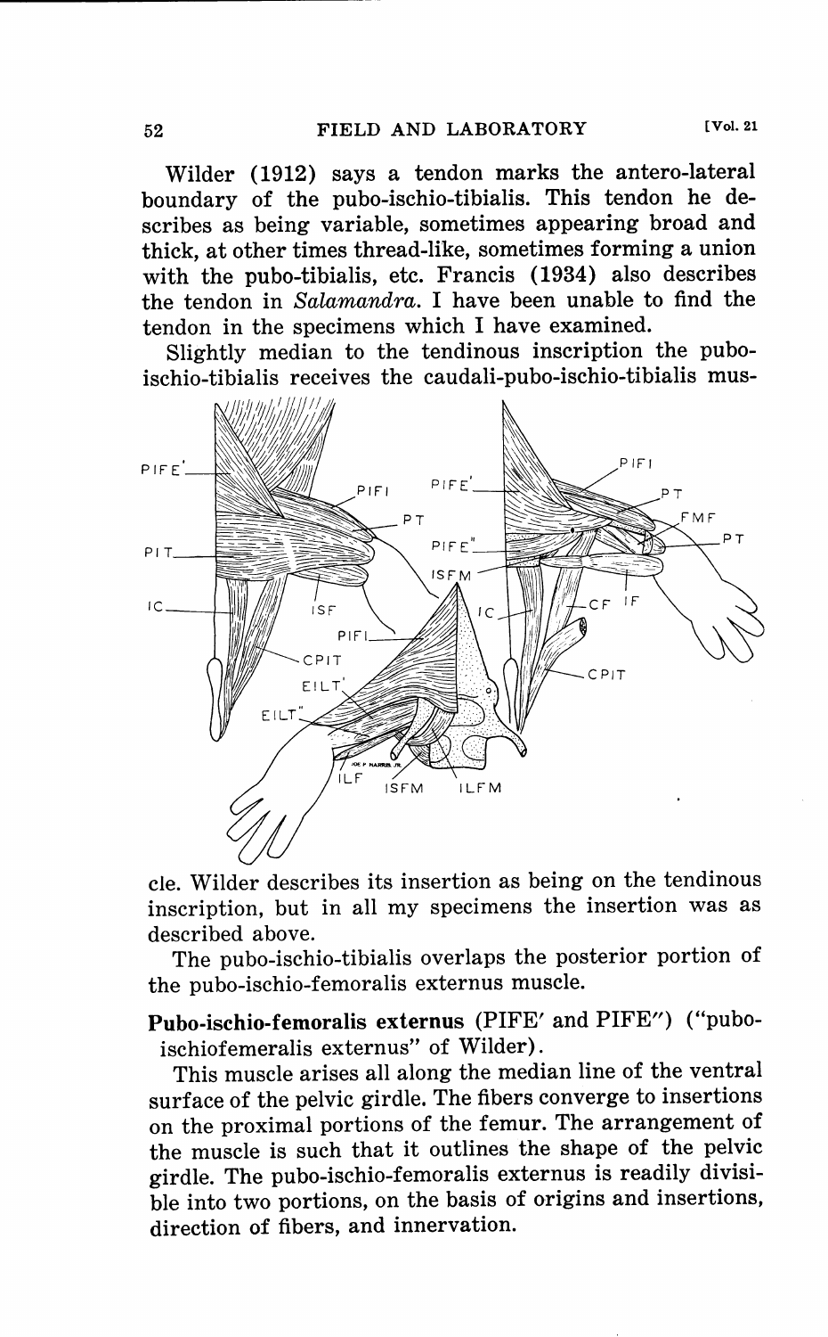Wilder (1912) says a tendon marks the antero-lateral boundary of the pubo-ischio-tibialis. This tendon he describes as being variable, sometimes appearing broad and thick, at other times thread-like, sometimes forming a union with the pubo-tibialis, etc. Francis (1934) also describes the tendon in *Salamandra*. I have been unable to find the tendon in the specimens which I have examined.

Slightly median to the tendinous inscription the pubo-ischio-tibialis receives the caudali-pubo-ischio-tibialis muscle. Wilder describes its insertion as being on the tendinous inscription, but in all my specimens the insertion was as described above.

The pubo-ischio-tibialis overlaps the posterior portion of the pubo-ischio-femoralis externus muscle.

**Pubo-ischio-femoralis externus** (PIFE′ and PIFE″) ("pubo-ischiofemeralis externus" of Wilder).

This muscle arises all along the median line of the ventral surface of the pelvic girdle. The fibers converge to insertions on the proximal portions of the femur. The arrangement of the muscle is such that it outlines the shape of the pelvic girdle. The pubo-ischio-femoralis externus is readily divisible into two portions, on the basis of origins and insertions, direction of fibers, and innervation.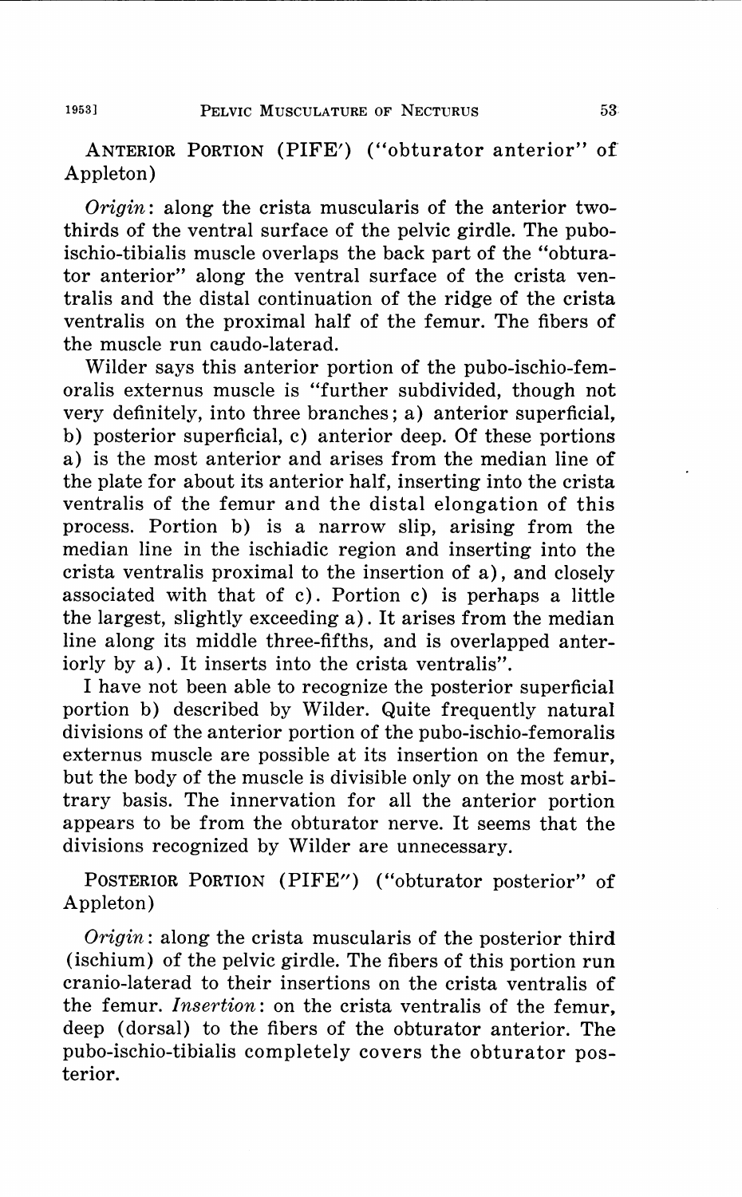ANTERIOR PORTION (PIFE′) ("obturator anterior" of Appleton)

*Origin*: along the crista muscularis of the anterior two-thirds of the ventral surface of the pelvic girdle. The pubo-ischio-tibialis muscle overlaps the back part of the "obturator anterior" along the ventral surface of the crista ventralis and the distal continuation of the ridge of the crista ventralis on the proximal half of the femur. The fibers of the muscle run caudo-laterad.

Wilder says this anterior portion of the pubo-ischio-femoralis externus muscle is "further subdivided, though not very definitely, into three branches; a) anterior superficial, b) posterior superficial, c) anterior deep. Of these portions a) is the most anterior and arises from the median line of the plate for about its anterior half, inserting into the crista ventralis of the femur and the distal elongation of this process. Portion b) is a narrow slip, arising from the median line in the ischiadic region and inserting into the crista ventralis proximal to the insertion of a), and closely associated with that of c). Portion c) is perhaps a little the largest, slightly exceeding a). It arises from the median line along its middle three-fifths, and is overlapped anteriorly by a). It inserts into the crista ventralis".

I have not been able to recognize the posterior superficial portion b) described by Wilder. Quite frequently natural divisions of the anterior portion of the pubo-ischio-femoralis externus muscle are possible at its insertion on the femur, but the body of the muscle is divisible only on the most arbitrary basis. The innervation for all the anterior portion appears to be from the obturator nerve. It seems that the divisions recognized by Wilder are unnecessary.

POSTERIOR PORTION (PIFE″) ("obturator posterior" of Appleton)

*Origin*: along the crista muscularis of the posterior third (ischium) of the pelvic girdle. The fibers of this portion run cranio-laterad to their insertions on the crista ventralis of the femur. *Insertion*: on the crista ventralis of the femur, deep (dorsal) to the fibers of the obturator anterior. The pubo-ischio-tibialis completely covers the obturator posterior.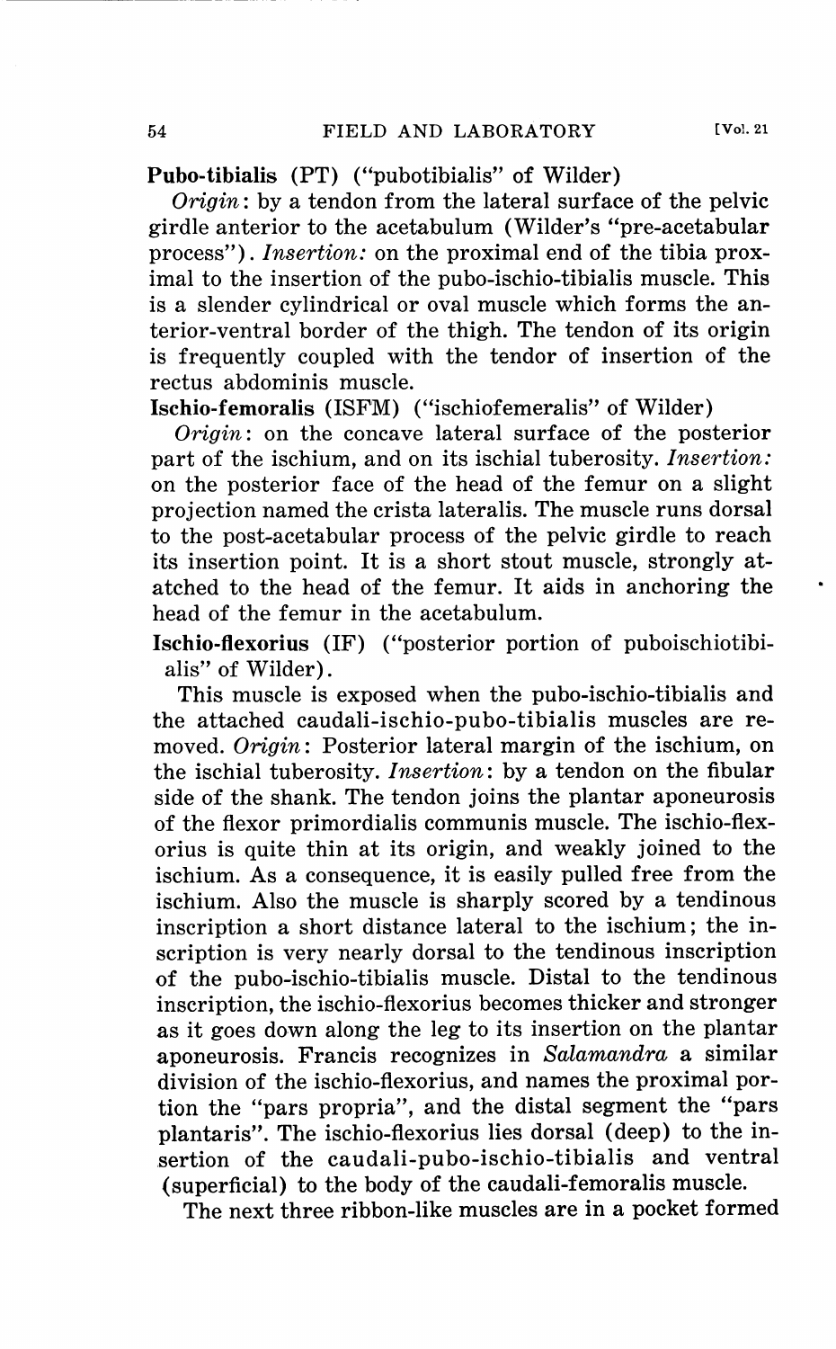**Pubo-tibialis** (PT) ("pubotibialis" of Wilder)

*Origin*: by a tendon from the lateral surface of the pelvic girdle anterior to the acetabulum (Wilder's "pre-acetabular process"). *Insertion:* on the proximal end of the tibia proximal to the insertion of the pubo-ischio-tibialis muscle. This is a slender cylindrical or oval muscle which forms the anterior-ventral border of the thigh. The tendon of its origin is frequently coupled with the tendor of insertion of the rectus abdominis muscle.

**Ischio-femoralis** (ISFM) ("ischiofemeralis" of Wilder)

*Origin*: on the concave lateral surface of the posterior part of the ischium, and on its ischial tuberosity. *Insertion:* on the posterior face of the head of the femur on a slight projection named the crista lateralis. The muscle runs dorsal to the post-acetabular process of the pelvic girdle to reach its insertion point. It is a short stout muscle, strongly attached to the head of the femur. It aids in anchoring the head of the femur in the acetabulum.

**Ischio-flexorius** (IF) ("posterior portion of puboischiotibialis" of Wilder).

This muscle is exposed when the pubo-ischio-tibialis and the attached caudali-ischio-pubo-tibialis muscles are removed. *Origin*: Posterior lateral margin of the ischium, on the ischial tuberosity. *Insertion*: by a tendon on the fibular side of the shank. The tendon joins the plantar aponeurosis of the flexor primordialis communis muscle. The ischio-flexorius is quite thin at its origin, and weakly joined to the ischium. As a consequence, it is easily pulled free from the ischium. Also the muscle is sharply scored by a tendinous inscription a short distance lateral to the ischium; the inscription is very nearly dorsal to the tendinous inscription of the pubo-ischio-tibialis muscle. Distal to the tendinous inscription, the ischio-flexorius becomes thicker and stronger as it goes down along the leg to its insertion on the plantar aponeurosis. Francis recognizes in *Salamandra* a similar division of the ischio-flexorius, and names the proximal portion the "pars propria", and the distal segment the "pars plantaris". The ischio-flexorius lies dorsal (deep) to the insertion of the caudali-pubo-ischio-tibialis and ventral (superficial) to the body of the caudali-femoralis muscle.

The next three ribbon-like muscles are in a pocket formed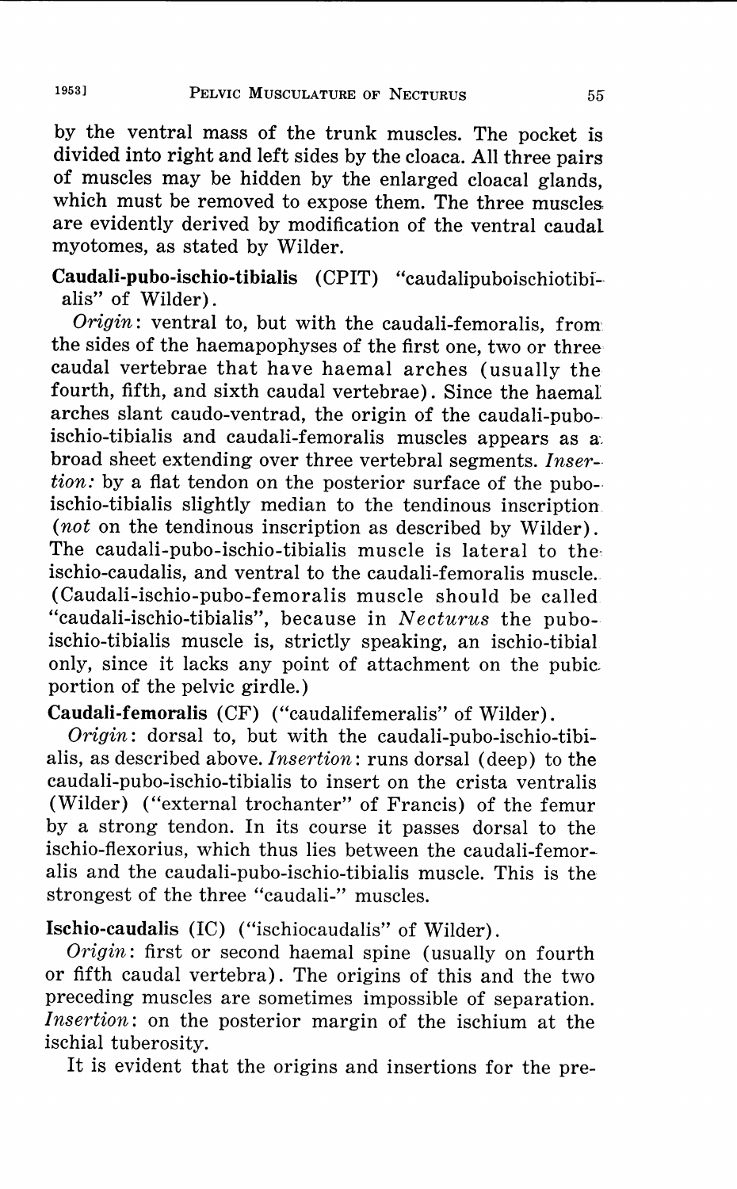by the ventral mass of the trunk muscles. The pocket is divided into right and left sides by the cloaca. All three pairs of muscles may be hidden by the enlarged cloacal glands, which must be removed to expose them. The three muscles are evidently derived by modification of the ventral caudal myotomes, as stated by Wilder.

**Caudali-pubo-ischio-tibialis** (CPIT) "caudalipuboischiotibialis" of Wilder).

*Origin*: ventral to, but with the caudali-femoralis, from the sides of the haemapophyses of the first one, two or three caudal vertebrae that have haemal arches (usually the fourth, fifth, and sixth caudal vertebrae). Since the haemal arches slant caudo-ventrad, the origin of the caudali-pubo-ischio-tibialis and caudali-femoralis muscles appears as a broad sheet extending over three vertebral segments. *Insertion:* by a flat tendon on the posterior surface of the pubo-ischio-tibialis slightly median to the tendinous inscription (*not* on the tendinous inscription as described by Wilder). The caudali-pubo-ischio-tibialis muscle is lateral to the ischio-caudalis, and ventral to the caudali-femoralis muscle. (Caudali-ischio-pubo-femoralis muscle should be called "caudali-ischio-tibialis", because in *Necturus* the pubo-ischio-tibialis muscle is, strictly speaking, an ischio-tibial only, since it lacks any point of attachment on the pubic portion of the pelvic girdle.)

**Caudali-femoralis** (CF) ("caudalifemeralis" of Wilder).

*Origin*: dorsal to, but with the caudali-pubo-ischio-tibialis, as described above. *Insertion*: runs dorsal (deep) to the caudali-pubo-ischio-tibialis to insert on the crista ventralis (Wilder) ("external trochanter" of Francis) of the femur by a strong tendon. In its course it passes dorsal to the ischio-flexorius, which thus lies between the caudali-femoralis and the caudali-pubo-ischio-tibialis muscle. This is the strongest of the three "caudali-" muscles.

**Ischio-caudalis** (IC) ("ischiocaudalis" of Wilder).

*Origin*: first or second haemal spine (usually on fourth or fifth caudal vertebra). The origins of this and the two preceding muscles are sometimes impossible of separation. *Insertion*: on the posterior margin of the ischium at the ischial tuberosity.

It is evident that the origins and insertions for the pre-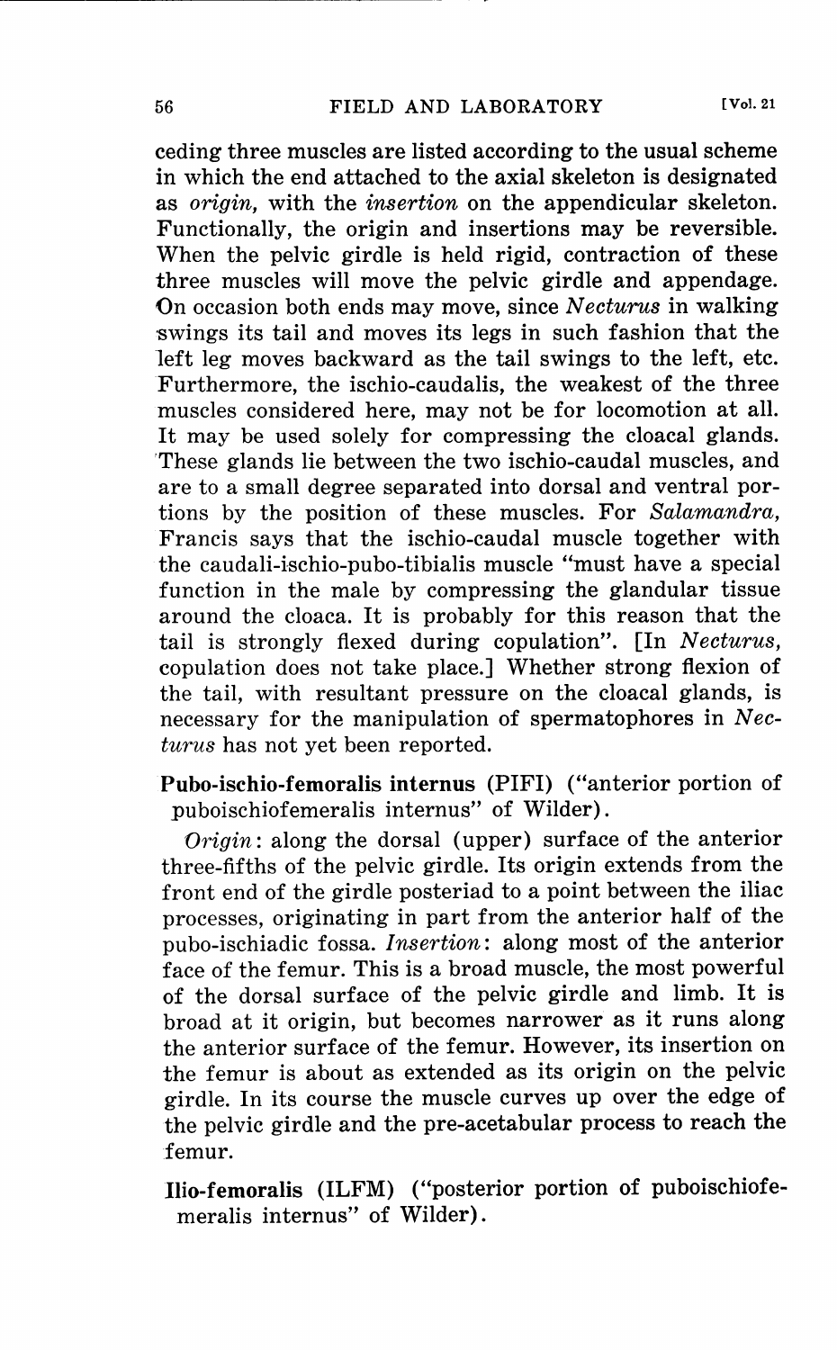ceding three muscles are listed according to the usual scheme in which the end attached to the axial skeleton is designated as *origin*, with the *insertion* on the appendicular skeleton. Functionally, the origin and insertions may be reversible. When the pelvic girdle is held rigid, contraction of these three muscles will move the pelvic girdle and appendage. On occasion both ends may move, since *Necturus* in walking swings its tail and moves its legs in such fashion that the left leg moves backward as the tail swings to the left, etc. Furthermore, the ischio-caudalis, the weakest of the three muscles considered here, may not be for locomotion at all. It may be used solely for compressing the cloacal glands. These glands lie between the two ischio-caudal muscles, and are to a small degree separated into dorsal and ventral portions by the position of these muscles. For *Salamandra*, Francis says that the ischio-caudal muscle together with the caudali-ischio-pubo-tibialis muscle "must have a special function in the male by compressing the glandular tissue around the cloaca. It is probably for this reason that the tail is strongly flexed during copulation". [In *Necturus*, copulation does not take place.] Whether strong flexion of the tail, with resultant pressure on the cloacal glands, is necessary for the manipulation of spermatophores in *Necturus* has not yet been reported.

**Pubo-ischio-femoralis internus** (PIFI) ("anterior portion of puboischiofemeralis internus" of Wilder).

*Origin*: along the dorsal (upper) surface of the anterior three-fifths of the pelvic girdle. Its origin extends from the front end of the girdle posteriad to a point between the iliac processes, originating in part from the anterior half of the pubo-ischiadic fossa. *Insertion*: along most of the anterior face of the femur. This is a broad muscle, the most powerful of the dorsal surface of the pelvic girdle and limb. It is broad at it origin, but becomes narrower as it runs along the anterior surface of the femur. However, its insertion on the femur is about as extended as its origin on the pelvic girdle. In its course the muscle curves up over the edge of the pelvic girdle and the pre-acetabular process to reach the femur.

**Ilio-femoralis** (ILFM) ("posterior portion of puboischiofemeralis internus" of Wilder).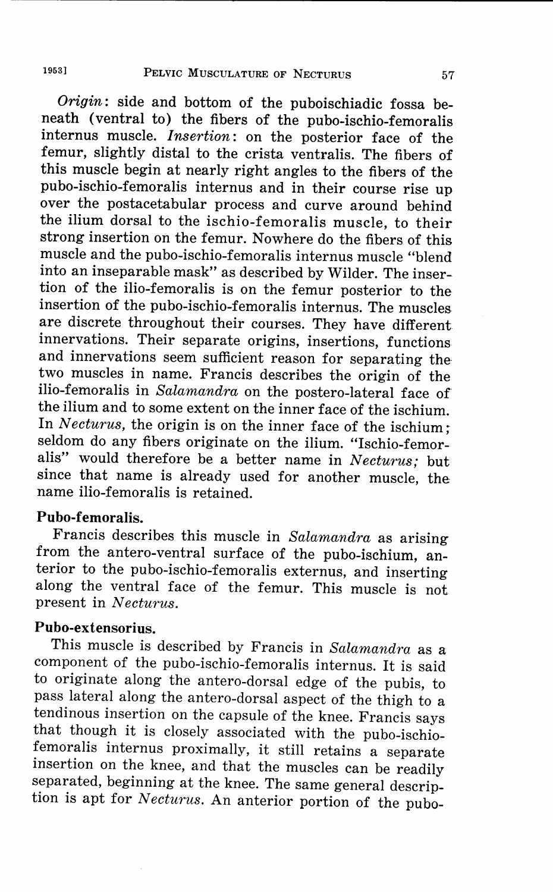*Origin*: side and bottom of the puboischiadic fossa beneath (ventral to) the fibers of the pubo-ischio-femoralis internus muscle. *Insertion*: on the posterior face of the femur, slightly distal to the crista ventralis. The fibers of this muscle begin at nearly right angles to the fibers of the pubo-ischio-femoralis internus and in their course rise up over the postacetabular process and curve around behind the ilium dorsal to the ischio-femoralis muscle, to their strong insertion on the femur. Nowhere do the fibers of this muscle and the pubo-ischio-femoralis internus muscle "blend into an inseparable mask" as described by Wilder. The insertion of the ilio-femoralis is on the femur posterior to the insertion of the pubo-ischio-femoralis internus. The muscles are discrete throughout their courses. They have different innervations. Their separate origins, insertions, functions and innervations seem sufficient reason for separating the two muscles in name. Francis describes the origin of the ilio-femoralis in *Salamandra* on the postero-lateral face of the ilium and to some extent on the inner face of the ischium. In *Necturus*, the origin is on the inner face of the ischium; seldom do any fibers originate on the ilium. "Ischio-femoralis" would therefore be a better name in *Necturus;* but since that name is already used for another muscle, the name ilio-femoralis is retained.

**Pubo-femoralis.**

Francis describes this muscle in *Salamandra* as arising from the antero-ventral surface of the pubo-ischium, anterior to the pubo-ischio-femoralis externus, and inserting along the ventral face of the femur. This muscle is not present in *Necturus*.

**Pubo-extensorius.**

This muscle is described by Francis in *Salamandra* as a component of the pubo-ischio-femoralis internus. It is said to originate along the antero-dorsal edge of the pubis, to pass lateral along the antero-dorsal aspect of the thigh to a tendinous insertion on the capsule of the knee. Francis says that though it is closely associated with the pubo-ischio-femoralis internus proximally, it still retains a separate insertion on the knee, and that the muscles can be readily separated, beginning at the knee. The same general description is apt for *Necturus*. An anterior portion of the pubo-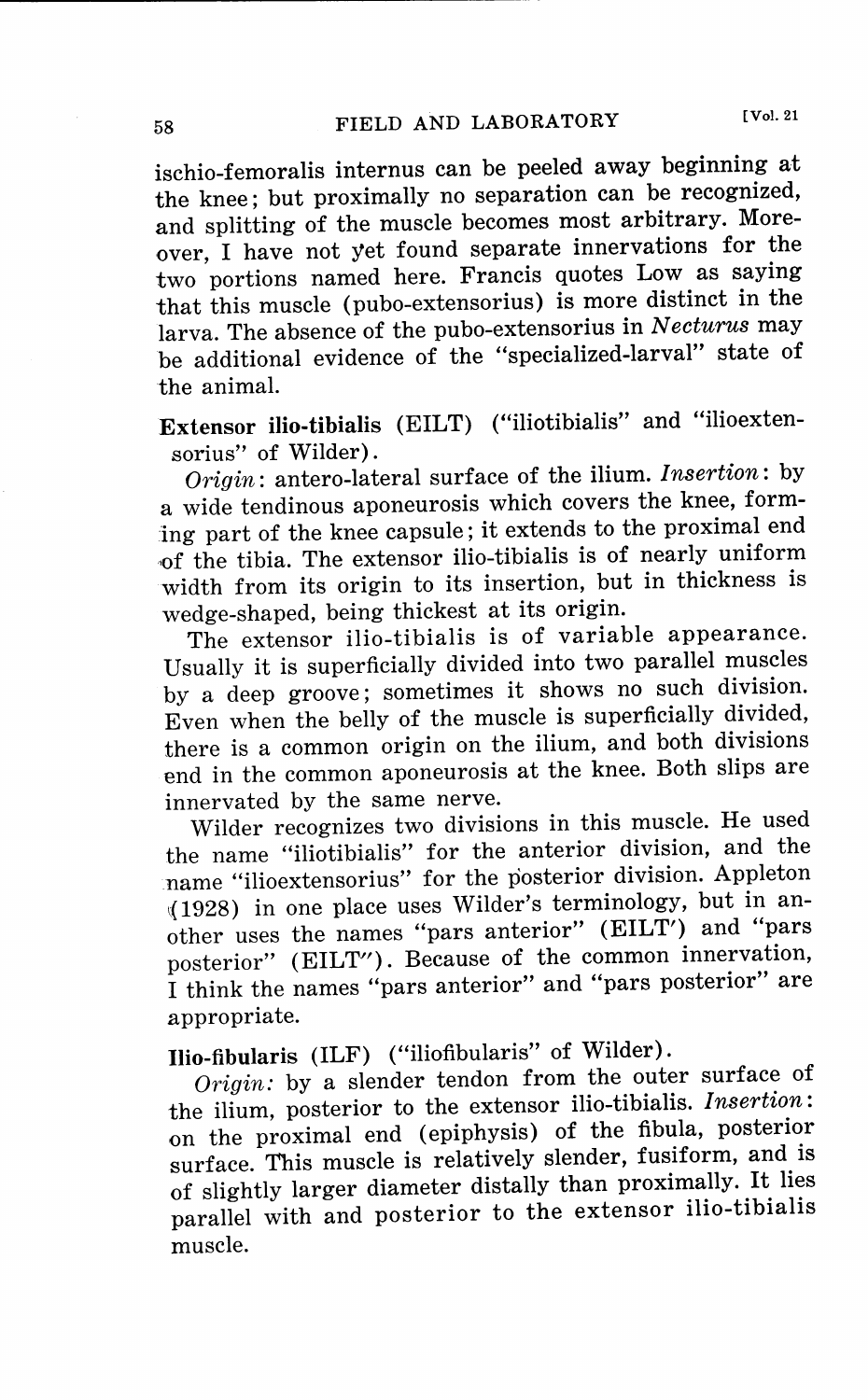ischio-femoralis internus can be peeled away beginning at the knee; but proximally no separation can be recognized, and splitting of the muscle becomes most arbitrary. Moreover, I have not yet found separate innervations for the two portions named here. Francis quotes Low as saying that this muscle (pubo-extensorius) is more distinct in the larva. The absence of the pubo-extensorius in *Necturus* may be additional evidence of the "specialized-larval" state of the animal.

**Extensor ilio-tibialis** (EILT) ("iliotibialis" and "ilioextensorius" of Wilder).

*Origin*: antero-lateral surface of the ilium. *Insertion*: by a wide tendinous aponeurosis which covers the knee, forming part of the knee capsule; it extends to the proximal end of the tibia. The extensor ilio-tibialis is of nearly uniform width from its origin to its insertion, but in thickness is wedge-shaped, being thickest at its origin.

The extensor ilio-tibialis is of variable appearance. Usually it is superficially divided into two parallel muscles by a deep groove; sometimes it shows no such division. Even when the belly of the muscle is superficially divided, there is a common origin on the ilium, and both divisions end in the common aponeurosis at the knee. Both slips are innervated by the same nerve.

Wilder recognizes two divisions in this muscle. He used the name "iliotibialis" for the anterior division, and the name "ilioextensorius" for the posterior division. Appleton (1928) in one place uses Wilder's terminology, but in another uses the names "pars anterior" (EILT′) and "pars posterior" (EILT″). Because of the common innervation, I think the names "pars anterior" and "pars posterior" are appropriate.

**Ilio-fibularis** (ILF) ("iliofibularis" of Wilder).

*Origin:* by a slender tendon from the outer surface of the ilium, posterior to the extensor ilio-tibialis. *Insertion*: on the proximal end (epiphysis) of the fibula, posterior surface. This muscle is relatively slender, fusiform, and is of slightly larger diameter distally than proximally. It lies parallel with and posterior to the extensor ilio-tibialis muscle.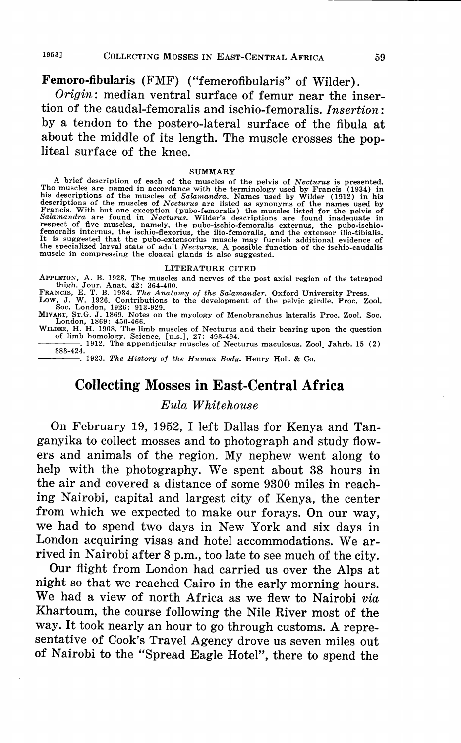**Femoro-fibularis** (FMF) ("femerofibularis" of Wilder).

*Origin*: median ventral surface of femur near the insertion of the caudal-femoralis and ischio-femoralis. *Insertion*: by a tendon to the postero-lateral surface of the fibula at about the middle of its length. The muscle crosses the popliteal surface of the knee.

## SUMMARY

A brief description of each of the muscles of the pelvis of *Necturus* is presented. The muscles are named in accordance with the terminology used by Francis (1934) in his descriptions of the muscles of *Salamandra*. Names used by Wilder (1912) in his descriptions of the muscles of *Necturus* are listed as synonyms of the names used by Francis. With but one exception (pubo-femoralis) the muscles listed for the pelvis of *Salamandra* are found in *Necturus*. Wilder's descriptions are found inadequate in respect of five muscles, namely, the pubo-ischio-femoralis externus, the pubo-ischio-femoralis internus, the ischio-flexorius, the ilio-femoralis, and the extensor ilio-tibialis. It is suggested that the pubo-extensorius muscle may furnish additional evidence of the specialized larval state of adult *Necturus*. A possible function of the ischio-caudalis muscle in compressing the cloacal glands is also suggested.

## LITERATURE CITED

APPLETON, A. B. 1928. The muscles and nerves of the post axial region of the tetrapod thigh. Jour. Anat. 42: 364-400.

FRANCIS, E. T. B. 1934. *The Anatomy of the Salamander*. Oxford University Press.

LOW, J. W. 1926. Contributions to the development of the pelvic girdle. Proc. Zool. Soc. London, 1926: 913-929.

MIVART, ST.G. J. 1869. Notes on the myology of Menobranchus lateralis Proc. Zool. Soc. London, 1869: 450-466.

WILDER, H. H. 1908. The limb muscles of Necturus and their bearing upon the question of limb homology. Science, [n.s.], 27: 493-494.

———. 1912. The appendicular muscles of Necturus maculosus. Zool. Jahrb. 15 (2) 383-424.

———. 1923. *The History of the Human Body*. Henry Holt & Co.

# Collecting Mosses in East-Central Africa

*Eula Whitehouse*

On February 19, 1952, I left Dallas for Kenya and Tanganyika to collect mosses and to photograph and study flowers and animals of the region. My nephew went along to help with the photography. We spent about 38 hours in the air and covered a distance of some 9300 miles in reaching Nairobi, capital and largest city of Kenya, the center from which we expected to make our forays. On our way, we had to spend two days in New York and six days in London acquiring visas and hotel accommodations. We arrived in Nairobi after 8 p.m., too late to see much of the city.

Our flight from London had carried us over the Alps at night so that we reached Cairo in the early morning hours. We had a view of north Africa as we flew to Nairobi *via* Khartoum, the course following the Nile River most of the way. It took nearly an hour to go through customs. A representative of Cook's Travel Agency drove us seven miles out of Nairobi to the "Spread Eagle Hotel", there to spend the